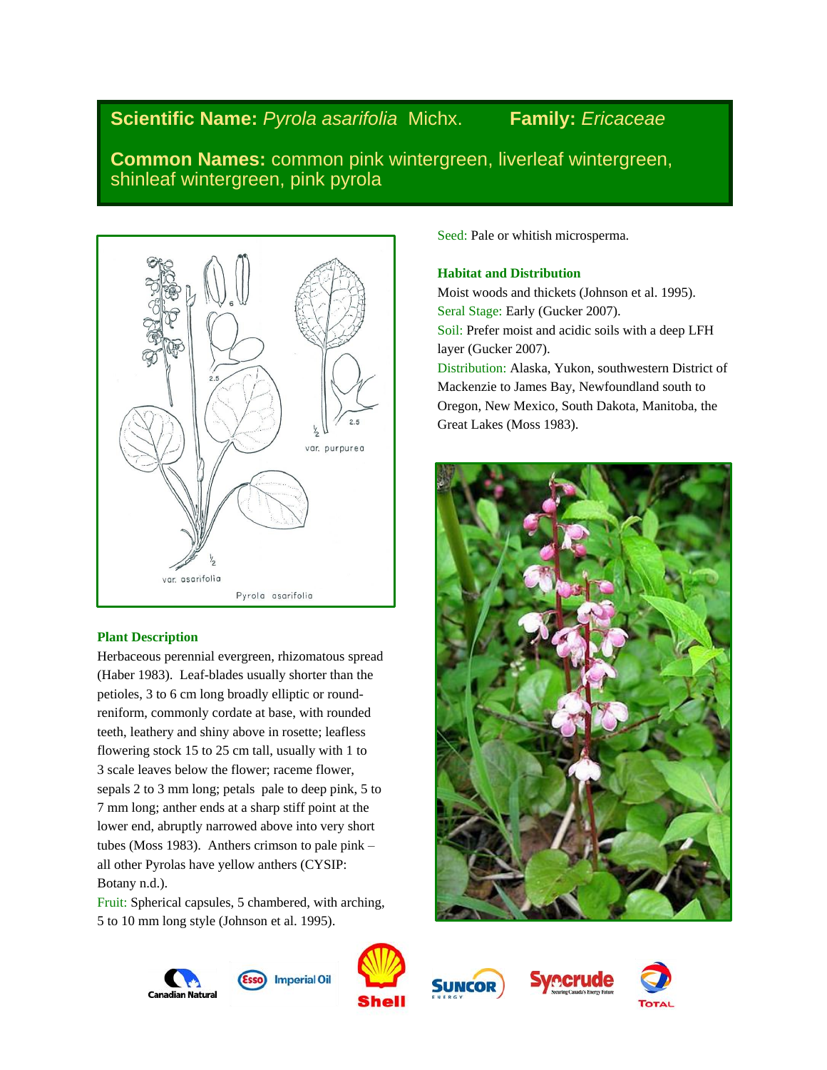**Scientific Name:** *Pyrola asarifolia* Michx. **Family:** *Ericaceae*

**Common Names:** common pink wintergreen, liverleaf wintergreen, shinleaf wintergreen, pink pyrola

### Plant Description

Herbaceous perennial evergreen, rhizomatous spread (Haber 1983). Leaf-blades usually shorter than the petioles, 3 to 6 cm long broadly elliptic or round-reniform, commonly cordate at base, with rounded teeth, leathery and shiny above in rosette; leafless flowering stock 15 to 25 cm tall, usually with 1 to 3 scale leaves below the flower; raceme flower, sepals 2 to 3 mm long; petals pale to deep pink, 5 to 7 mm long; anther ends at a sharp stiff point at the lower end, abruptly narrowed above into very short tubes (Moss 1983). Anthers crimson to pale pink – all other Pyrolas have yellow anthers (CYSIP: Botany n.d.).

Fruit: Spherical capsules, 5 chambered, with arching, 5 to 10 mm long style (Johnson et al. 1995).

Seed: Pale or whitish microsperma.

### Habitat and Distribution

Moist woods and thickets (Johnson et al. 1995).

Seral Stage: Early (Gucker 2007).

Soil: Prefer moist and acidic soils with a deep LFH layer (Gucker 2007).

Distribution: Alaska, Yukon, southwestern District of Mackenzie to James Bay, Newfoundland south to Oregon, New Mexico, South Dakota, Manitoba, the Great Lakes (Moss 1983).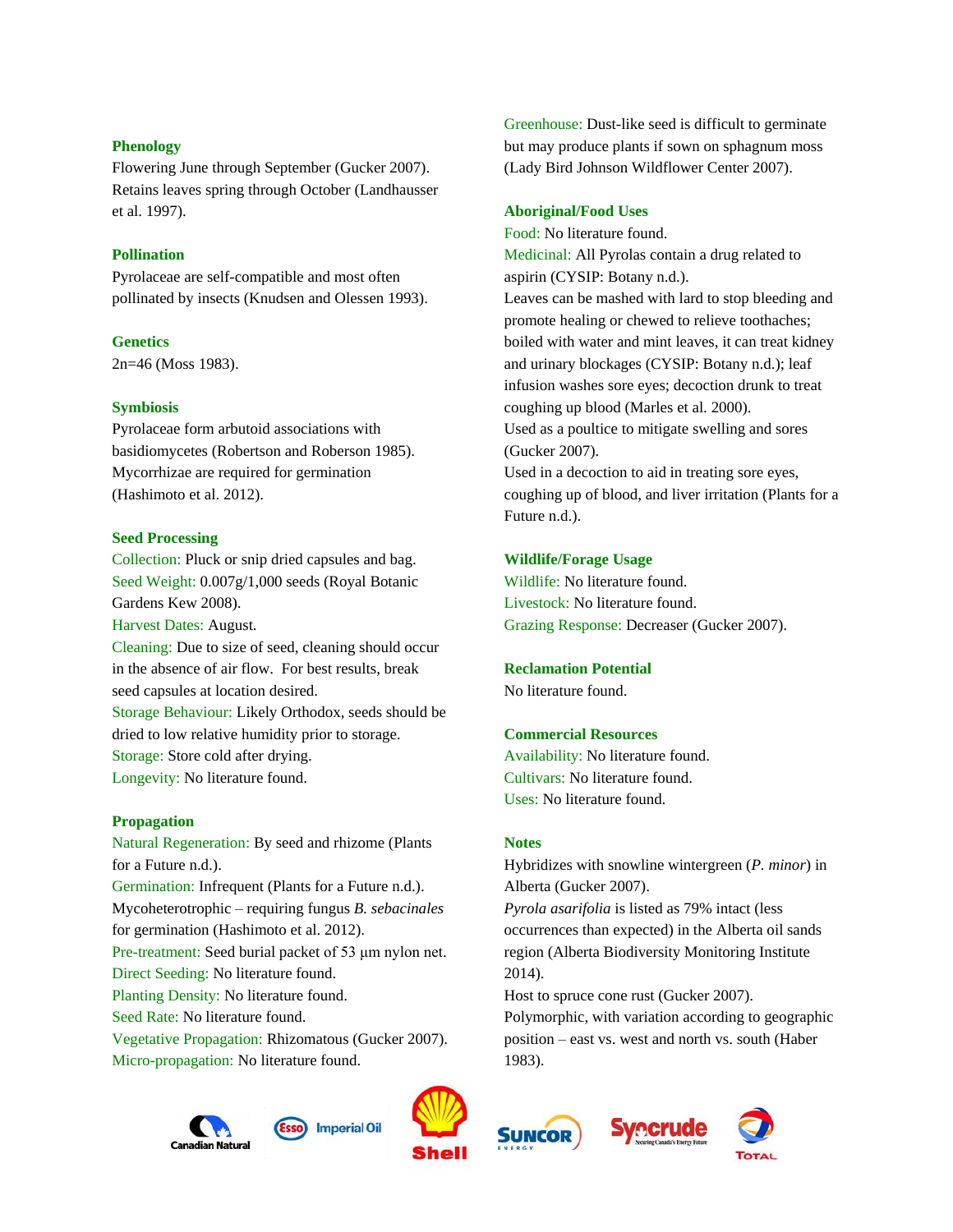### Phenology

Flowering June through September (Gucker 2007). Retains leaves spring through October (Landhausser et al. 1997).

### Pollination

Pyrolaceae are self-compatible and most often pollinated by insects (Knudsen and Olessen 1993).

### Genetics

2n=46 (Moss 1983).

### Symbiosis

Pyrolaceae form arbutoid associations with basidiomycetes (Robertson and Roberson 1985). Mycorrhizae are required for germination (Hashimoto et al. 2012).

### Seed Processing

Collection: Pluck or snip dried capsules and bag.
Seed Weight: 0.007g/1,000 seeds (Royal Botanic Gardens Kew 2008).
Harvest Dates: August.
Cleaning: Due to size of seed, cleaning should occur in the absence of air flow. For best results, break seed capsules at location desired.
Storage Behaviour: Likely Orthodox, seeds should be dried to low relative humidity prior to storage.
Storage: Store cold after drying.
Longevity: No literature found.

### Propagation

Natural Regeneration: By seed and rhizome (Plants for a Future n.d.).
Germination: Infrequent (Plants for a Future n.d.). Mycoheterotrophic – requiring fungus *B. sebacinales* for germination (Hashimoto et al. 2012).
Pre-treatment: Seed burial packet of 53 µm nylon net.
Direct Seeding: No literature found.
Planting Density: No literature found.
Seed Rate: No literature found.
Vegetative Propagation: Rhizomatous (Gucker 2007).
Micro-propagation: No literature found.
Greenhouse: Dust-like seed is difficult to germinate but may produce plants if sown on sphagnum moss (Lady Bird Johnson Wildflower Center 2007).

### Aboriginal/Food Uses

Food: No literature found.
Medicinal: All Pyrolas contain a drug related to aspirin (CYSIP: Botany n.d.).
Leaves can be mashed with lard to stop bleeding and promote healing or chewed to relieve toothaches; boiled with water and mint leaves, it can treat kidney and urinary blockages (CYSIP: Botany n.d.); leaf infusion washes sore eyes; decoction drunk to treat coughing up blood (Marles et al. 2000).
Used as a poultice to mitigate swelling and sores (Gucker 2007).
Used in a decoction to aid in treating sore eyes, coughing up of blood, and liver irritation (Plants for a Future n.d.).

### Wildlife/Forage Usage

Wildlife: No literature found.
Livestock: No literature found.
Grazing Response: Decreaser (Gucker 2007).

### Reclamation Potential

No literature found.

### Commercial Resources

Availability: No literature found.
Cultivars: No literature found.
Uses: No literature found.

### Notes

Hybridizes with snowline wintergreen (*P. minor*) in Alberta (Gucker 2007).
*Pyrola asarifolia* is listed as 79% intact (less occurrences than expected) in the Alberta oil sands region (Alberta Biodiversity Monitoring Institute 2014).
Host to spruce cone rust (Gucker 2007).
Polymorphic, with variation according to geographic position – east vs. west and north vs. south (Haber 1983).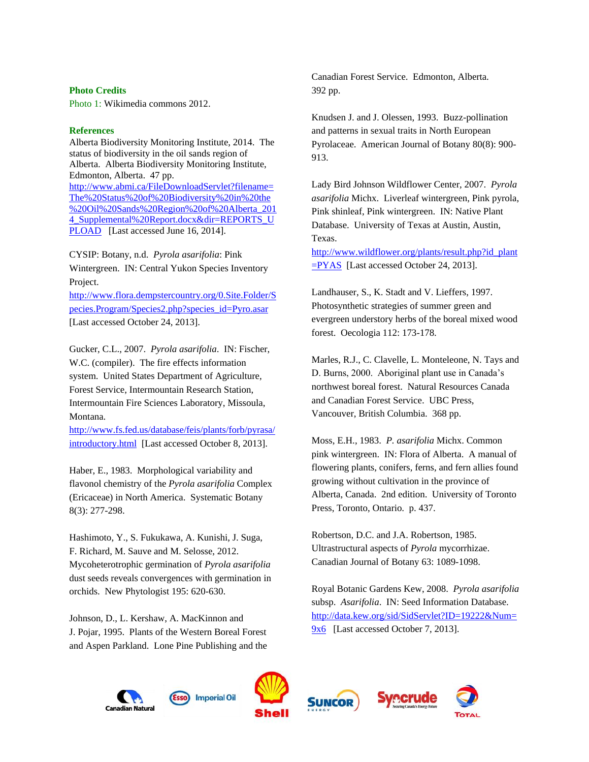### Photo Credits

Photo 1: Wikimedia commons 2012.

### References

Alberta Biodiversity Monitoring Institute, 2014. The status of biodiversity in the oil sands region of Alberta. Alberta Biodiversity Monitoring Institute, Edmonton, Alberta. 47 pp. http://www.abmi.ca/FileDownloadServlet?filename=The%20Status%20of%20Biodiversity%20in%20the%20Oil%20Sands%20Region%20of%20Alberta_2014_Supplemental%20Report.docx&dir=REPORTS_UPLOAD [Last accessed June 16, 2014].

CYSIP: Botany, n.d. *Pyrola asarifolia*: Pink Wintergreen. IN: Central Yukon Species Inventory Project. http://www.flora.dempstercountry.org/0.Site.Folder/Species.Program/Species2.php?species_id=Pyro.asar [Last accessed October 24, 2013].

Gucker, C.L., 2007. *Pyrola asarifolia*. IN: Fischer, W.C. (compiler). The fire effects information system. United States Department of Agriculture, Forest Service, Intermountain Research Station, Intermountain Fire Sciences Laboratory, Missoula, Montana. http://www.fs.fed.us/database/feis/plants/forb/pyrasa/introductory.html [Last accessed October 8, 2013].

Haber, E., 1983. Morphological variability and flavonol chemistry of the *Pyrola asarifolia* Complex (Ericaceae) in North America. Systematic Botany 8(3): 277-298.

Hashimoto, Y., S. Fukukawa, A. Kunishi, J. Suga, F. Richard, M. Sauve and M. Selosse, 2012. Mycoheterotrophic germination of *Pyrola asarifolia* dust seeds reveals convergences with germination in orchids. New Phytologist 195: 620-630.

Johnson, D., L. Kershaw, A. MacKinnon and J. Pojar, 1995. Plants of the Western Boreal Forest and Aspen Parkland. Lone Pine Publishing and the Canadian Forest Service. Edmonton, Alberta. 392 pp.

Knudsen J. and J. Olessen, 1993. Buzz-pollination and patterns in sexual traits in North European Pyrolaceae. American Journal of Botany 80(8): 900-913.

Lady Bird Johnson Wildflower Center, 2007. *Pyrola asarifolia* Michx. Liverleaf wintergreen, Pink pyrola, Pink shinleaf, Pink wintergreen. IN: Native Plant Database. University of Texas at Austin, Austin, Texas. http://www.wildflower.org/plants/result.php?id_plant=PYAS [Last accessed October 24, 2013].

Landhauser, S., K. Stadt and V. Lieffers, 1997. Photosynthetic strategies of summer green and evergreen understory herbs of the boreal mixed wood forest. Oecologia 112: 173-178.

Marles, R.J., C. Clavelle, L. Monteleone, N. Tays and D. Burns, 2000. Aboriginal plant use in Canada's northwest boreal forest. Natural Resources Canada and Canadian Forest Service. UBC Press, Vancouver, British Columbia. 368 pp.

Moss, E.H., 1983. *P. asarifolia* Michx. Common pink wintergreen. IN: Flora of Alberta. A manual of flowering plants, conifers, ferns, and fern allies found growing without cultivation in the province of Alberta, Canada. 2nd edition. University of Toronto Press, Toronto, Ontario. p. 437.

Robertson, D.C. and J.A. Robertson, 1985. Ultrastructural aspects of *Pyrola* mycorrhizae. Canadian Journal of Botany 63: 1089-1098.

Royal Botanic Gardens Kew, 2008. *Pyrola asarifolia* subsp. *Asarifolia*. IN: Seed Information Database. http://data.kew.org/sid/SidServlet?ID=19222&Num=9x6 [Last accessed October 7, 2013].